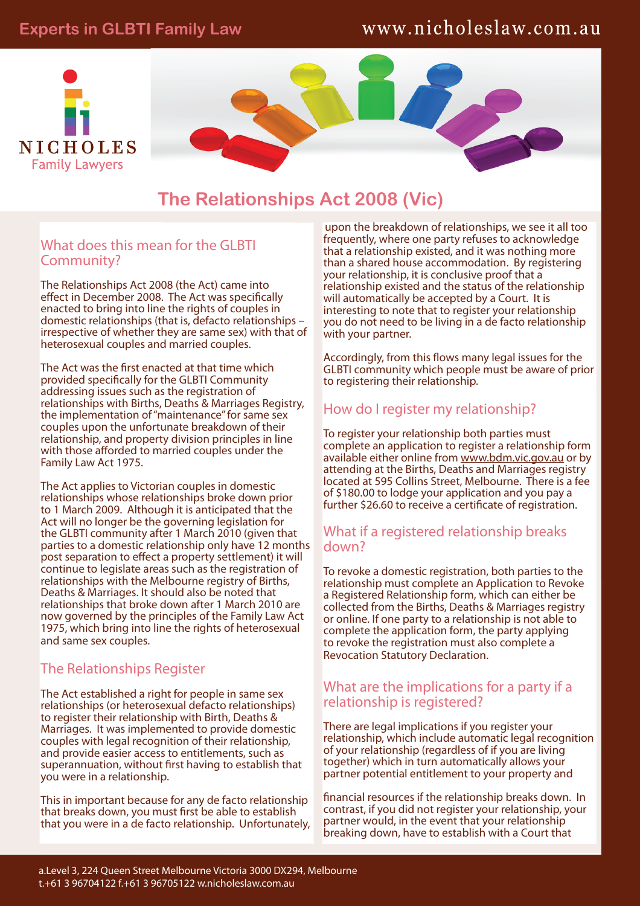Experts in GLBTI Family Law

www.nicholeslaw.com.au

NICHOLES
Family Lawyers

# The Relationships Act 2008 (Vic)

## What does this mean for the GLBTI Community?

The Relationships Act 2008 (the Act) came into effect in December 2008. The Act was specifically enacted to bring into line the rights of couples in domestic relationships (that is, defacto relationships – irrespective of whether they are same sex) with that of heterosexual couples and married couples.

The Act was the first enacted at that time which provided specifically for the GLBTI Community addressing issues such as the registration of relationships with Births, Deaths & Marriages Registry, the implementation of "maintenance" for same sex couples upon the unfortunate breakdown of their relationship, and property division principles in line with those afforded to married couples under the Family Law Act 1975.

The Act applies to Victorian couples in domestic relationships whose relationships broke down prior to 1 March 2009. Although it is anticipated that the Act will no longer be the governing legislation for the GLBTI community after 1 March 2010 (given that parties to a domestic relationship only have 12 months post separation to effect a property settlement) it will continue to legislate areas such as the registration of relationships with the Melbourne registry of Births, Deaths & Marriages. It should also be noted that relationships that broke down after 1 March 2010 are now governed by the principles of the Family Law Act 1975, which bring into line the rights of heterosexual and same sex couples.

## The Relationships Register

The Act established a right for people in same sex relationships (or heterosexual defacto relationships) to register their relationship with Birth, Deaths & Marriages. It was implemented to provide domestic couples with legal recognition of their relationship, and provide easier access to entitlements, such as superannuation, without first having to establish that you were in a relationship.

This in important because for any de facto relationship that breaks down, you must first be able to establish that you were in a de facto relationship. Unfortunately, upon the breakdown of relationships, we see it all too frequently, where one party refuses to acknowledge that a relationship existed, and it was nothing more than a shared house accommodation. By registering your relationship, it is conclusive proof that a relationship existed and the status of the relationship will automatically be accepted by a Court. It is interesting to note that to register your relationship you do not need to be living in a de facto relationship with your partner.

Accordingly, from this flows many legal issues for the GLBTI community which people must be aware of prior to registering their relationship.

## How do I register my relationship?

To register your relationship both parties must complete an application to register a relationship form available either online from www.bdm.vic.gov.au or by attending at the Births, Deaths and Marriages registry located at 595 Collins Street, Melbourne. There is a fee of $180.00 to lodge your application and you pay a further $26.60 to receive a certificate of registration.

## What if a registered relationship breaks down?

To revoke a domestic registration, both parties to the relationship must complete an Application to Revoke a Registered Relationship form, which can either be collected from the Births, Deaths & Marriages registry or online. If one party to a relationship is not able to complete the application form, the party applying to revoke the registration must also complete a Revocation Statutory Declaration.

## What are the implications for a party if a relationship is registered?

There are legal implications if you register your relationship, which include automatic legal recognition of your relationship (regardless of if you are living together) which in turn automatically allows your partner potential entitlement to your property and financial resources if the relationship breaks down. In contrast, if you did not register your relationship, your partner would, in the event that your relationship breaking down, have to establish with a Court that

a.Level 3, 224 Queen Street Melbourne Victoria 3000 DX294, Melbourne
t.+61 3 96704122 f.+61 3 96705122 w.nicholeslaw.com.au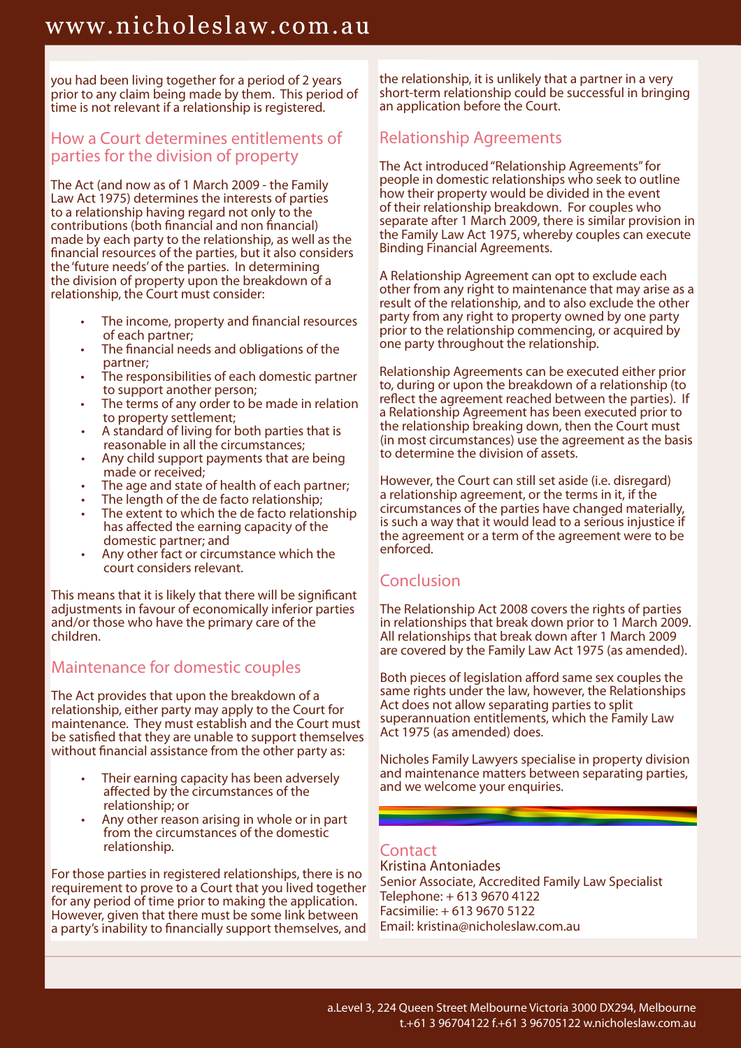you had been living together for a period of 2 years prior to any claim being made by them. This period of time is not relevant if a relationship is registered.

## How a Court determines entitlements of parties for the division of property

The Act (and now as of 1 March 2009 - the Family Law Act 1975) determines the interests of parties to a relationship having regard not only to the contributions (both financial and non financial) made by each party to the relationship, as well as the financial resources of the parties, but it also considers the 'future needs' of the parties. In determining the division of property upon the breakdown of a relationship, the Court must consider:

- The income, property and financial resources of each partner;
- The financial needs and obligations of the partner;
- The responsibilities of each domestic partner to support another person;
- The terms of any order to be made in relation to property settlement;
- A standard of living for both parties that is reasonable in all the circumstances;
- Any child support payments that are being made or received;
- The age and state of health of each partner;
- The length of the de facto relationship;
- The extent to which the de facto relationship has affected the earning capacity of the domestic partner; and
- Any other fact or circumstance which the court considers relevant.

This means that it is likely that there will be significant adjustments in favour of economically inferior parties and/or those who have the primary care of the children.

## Maintenance for domestic couples

The Act provides that upon the breakdown of a relationship, either party may apply to the Court for maintenance. They must establish and the Court must be satisfied that they are unable to support themselves without financial assistance from the other party as:

- Their earning capacity has been adversely affected by the circumstances of the relationship; or
- Any other reason arising in whole or in part from the circumstances of the domestic relationship.

For those parties in registered relationships, there is no requirement to prove to a Court that you lived together for any period of time prior to making the application. However, given that there must be some link between a party's inability to financially support themselves, and the relationship, it is unlikely that a partner in a very short-term relationship could be successful in bringing an application before the Court.

## Relationship Agreements

The Act introduced "Relationship Agreements" for people in domestic relationships who seek to outline how their property would be divided in the event of their relationship breakdown. For couples who separate after 1 March 2009, there is similar provision in the Family Law Act 1975, whereby couples can execute Binding Financial Agreements.

A Relationship Agreement can opt to exclude each other from any right to maintenance that may arise as a result of the relationship, and to also exclude the other party from any right to property owned by one party prior to the relationship commencing, or acquired by one party throughout the relationship.

Relationship Agreements can be executed either prior to, during or upon the breakdown of a relationship (to reflect the agreement reached between the parties). If a Relationship Agreement has been executed prior to the relationship breaking down, then the Court must (in most circumstances) use the agreement as the basis to determine the division of assets.

However, the Court can still set aside (i.e. disregard) a relationship agreement, or the terms in it, if the circumstances of the parties have changed materially, is such a way that it would lead to a serious injustice if the agreement or a term of the agreement were to be enforced.

## Conclusion

The Relationship Act 2008 covers the rights of parties in relationships that break down prior to 1 March 2009. All relationships that break down after 1 March 2009 are covered by the Family Law Act 1975 (as amended).

Both pieces of legislation afford same sex couples the same rights under the law, however, the Relationships Act does not allow separating parties to split superannuation entitlements, which the Family Law Act 1975 (as amended) does.

Nicholes Family Lawyers specialise in property division and maintenance matters between separating parties, and we welcome your enquiries.

## Contact

Kristina Antoniades
Senior Associate, Accredited Family Law Specialist
Telephone: + 613 9670 4122
Facsimilie: + 613 9670 5122
Email: kristina@nicholeslaw.com.au